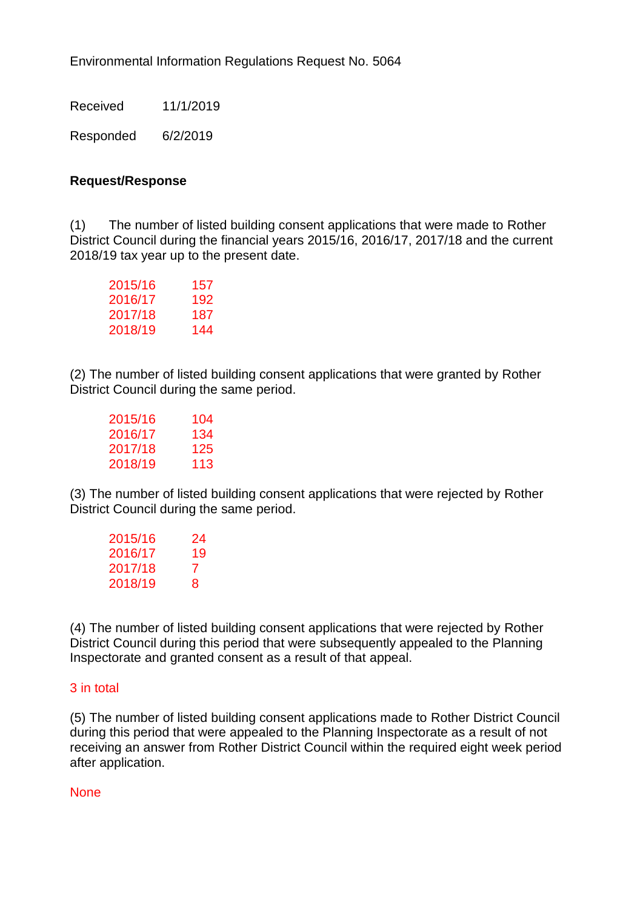Environmental Information Regulations Request No. 5064

Received 11/1/2019

Responded 6/2/2019

**Request/Response**

(1) The number of listed building consent applications that were made to Rother District Council during the financial years 2015/16, 2016/17, 2017/18 and the current 2018/19 tax year up to the present date.

| | |
|---|---|
| 2015/16 | 157 |
| 2016/17 | 192 |
| 2017/18 | 187 |
| 2018/19 | 144 |

(2) The number of listed building consent applications that were granted by Rother District Council during the same period.

| | |
|---|---|
| 2015/16 | 104 |
| 2016/17 | 134 |
| 2017/18 | 125 |
| 2018/19 | 113 |

(3) The number of listed building consent applications that were rejected by Rother District Council during the same period.

| | |
|---|---|
| 2015/16 | 24 |
| 2016/17 | 19 |
| 2017/18 | 7 |
| 2018/19 | 8 |

(4) The number of listed building consent applications that were rejected by Rother District Council during this period that were subsequently appealed to the Planning Inspectorate and granted consent as a result of that appeal.

3 in total

(5) The number of listed building consent applications made to Rother District Council during this period that were appealed to the Planning Inspectorate as a result of not receiving an answer from Rother District Council within the required eight week period after application.

None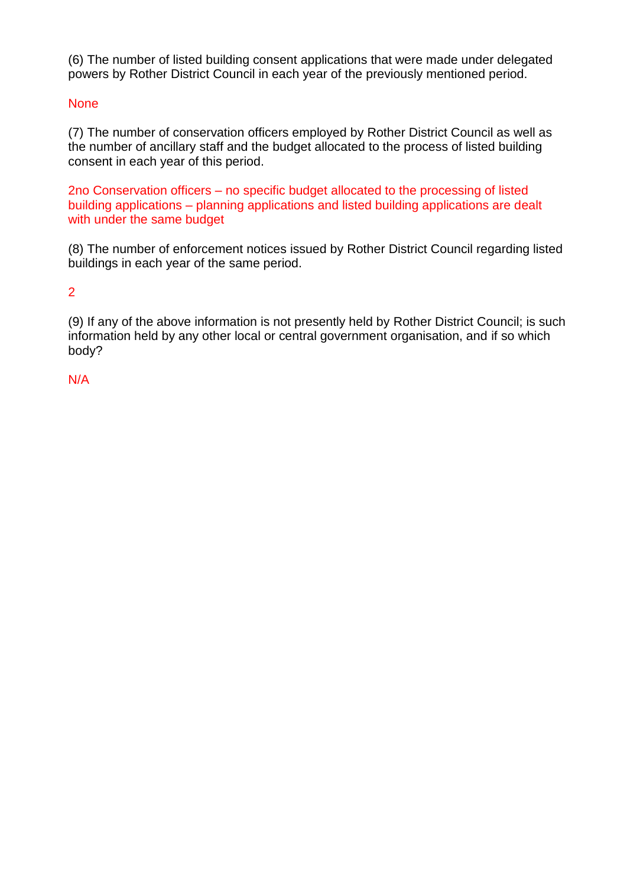(6) The number of listed building consent applications that were made under delegated powers by Rother District Council in each year of the previously mentioned period.

None

(7) The number of conservation officers employed by Rother District Council as well as the number of ancillary staff and the budget allocated to the process of listed building consent in each year of this period.

2no Conservation officers – no specific budget allocated to the processing of listed building applications – planning applications and listed building applications are dealt with under the same budget

(8) The number of enforcement notices issued by Rother District Council regarding listed buildings in each year of the same period.

2

(9) If any of the above information is not presently held by Rother District Council; is such information held by any other local or central government organisation, and if so which body?

N/A